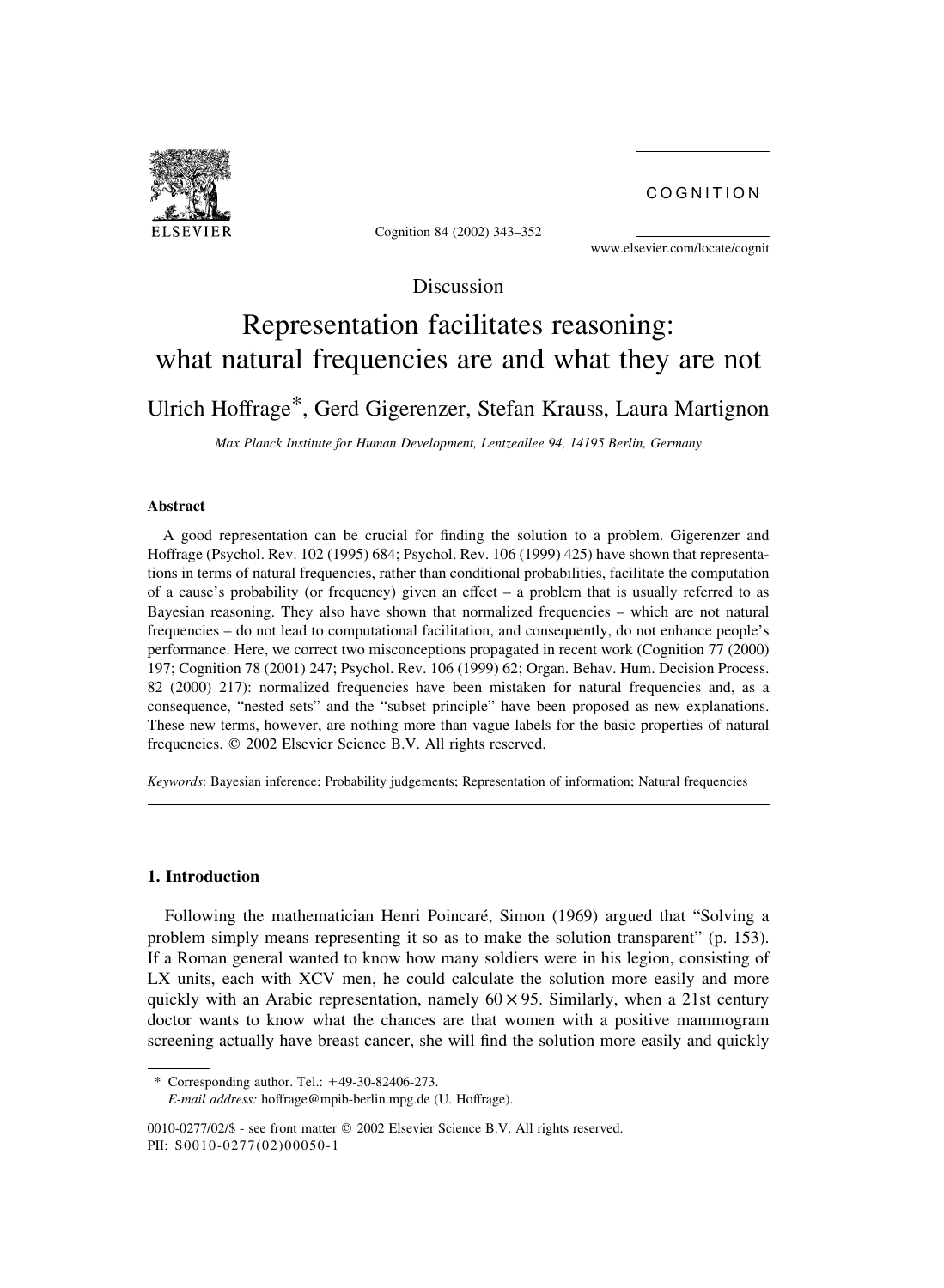Discussion

# Representation facilitates reasoning: what natural frequencies are and what they are not

Ulrich Hoffrage*, Gerd Gigerenzer, Stefan Krauss, Laura Martignon

*Max Planck Institute for Human Development, Lentzeallee 94, 14195 Berlin, Germany*

## Abstract

A good representation can be crucial for finding the solution to a problem. Gigerenzer and Hoffrage (Psychol. Rev. 102 (1995) 684; Psychol. Rev. 106 (1999) 425) have shown that representations in terms of natural frequencies, rather than conditional probabilities, facilitate the computation of a cause's probability (or frequency) given an effect – a problem that is usually referred to as Bayesian reasoning. They also have shown that normalized frequencies – which are not natural frequencies – do not lead to computational facilitation, and consequently, do not enhance people's performance. Here, we correct two misconceptions propagated in recent work (Cognition 77 (2000) 197; Cognition 78 (2001) 247; Psychol. Rev. 106 (1999) 62; Organ. Behav. Hum. Decision Process. 82 (2000) 217): normalized frequencies have been mistaken for natural frequencies and, as a consequence, "nested sets" and the "subset principle" have been proposed as new explanations. These new terms, however, are nothing more than vague labels for the basic properties of natural frequencies. © 2002 Elsevier Science B.V. All rights reserved.

*Keywords*: Bayesian inference; Probability judgements; Representation of information; Natural frequencies

## 1. Introduction

Following the mathematician Henri Poincaré, Simon (1969) argued that "Solving a problem simply means representing it so as to make the solution transparent" (p. 153). If a Roman general wanted to know how many soldiers were in his legion, consisting of LX units, each with XCV men, he could calculate the solution more easily and more quickly with an Arabic representation, namely $60 \times 95$. Similarly, when a 21st century doctor wants to know what the chances are that women with a positive mammogram screening actually have breast cancer, she will find the solution more easily and quickly

---

* Corresponding author. Tel.: +49-30-82406-273.
*E-mail address:* hoffrage@mpib-berlin.mpg.de (U. Hoffrage).

0010-0277/02/$ - see front matter © 2002 Elsevier Science B.V. All rights reserved.
PII: S0010-0277(02)00050-1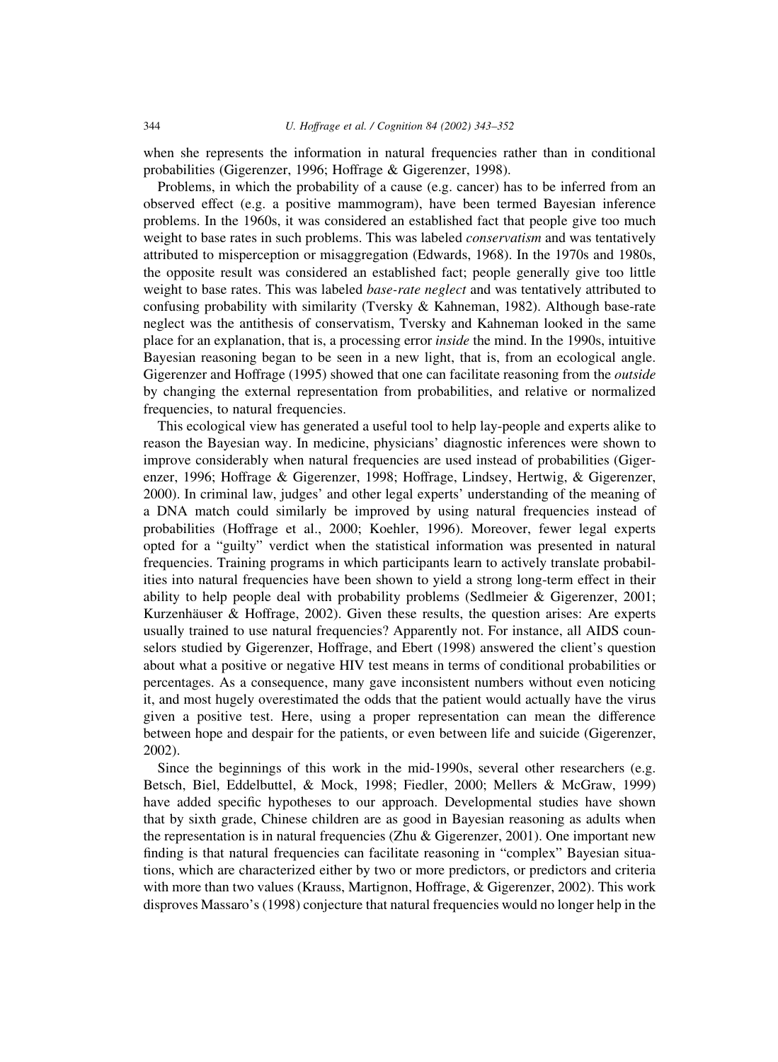when she represents the information in natural frequencies rather than in conditional probabilities (Gigerenzer, 1996; Hoffrage & Gigerenzer, 1998).

Problems, in which the probability of a cause (e.g. cancer) has to be inferred from an observed effect (e.g. a positive mammogram), have been termed Bayesian inference problems. In the 1960s, it was considered an established fact that people give too much weight to base rates in such problems. This was labeled *conservatism* and was tentatively attributed to misperception or misaggregation (Edwards, 1968). In the 1970s and 1980s, the opposite result was considered an established fact; people generally give too little weight to base rates. This was labeled *base-rate neglect* and was tentatively attributed to confusing probability with similarity (Tversky & Kahneman, 1982). Although base-rate neglect was the antithesis of conservatism, Tversky and Kahneman looked in the same place for an explanation, that is, a processing error *inside* the mind. In the 1990s, intuitive Bayesian reasoning began to be seen in a new light, that is, from an ecological angle. Gigerenzer and Hoffrage (1995) showed that one can facilitate reasoning from the *outside* by changing the external representation from probabilities, and relative or normalized frequencies, to natural frequencies.

This ecological view has generated a useful tool to help lay-people and experts alike to reason the Bayesian way. In medicine, physicians' diagnostic inferences were shown to improve considerably when natural frequencies are used instead of probabilities (Gigerenzer, 1996; Hoffrage & Gigerenzer, 1998; Hoffrage, Lindsey, Hertwig, & Gigerenzer, 2000). In criminal law, judges' and other legal experts' understanding of the meaning of a DNA match could similarly be improved by using natural frequencies instead of probabilities (Hoffrage et al., 2000; Koehler, 1996). Moreover, fewer legal experts opted for a "guilty" verdict when the statistical information was presented in natural frequencies. Training programs in which participants learn to actively translate probabilities into natural frequencies have been shown to yield a strong long-term effect in their ability to help people deal with probability problems (Sedlmeier & Gigerenzer, 2001; Kurzenhäuser & Hoffrage, 2002). Given these results, the question arises: Are experts usually trained to use natural frequencies? Apparently not. For instance, all AIDS counselors studied by Gigerenzer, Hoffrage, and Ebert (1998) answered the client's question about what a positive or negative HIV test means in terms of conditional probabilities or percentages. As a consequence, many gave inconsistent numbers without even noticing it, and most hugely overestimated the odds that the patient would actually have the virus given a positive test. Here, using a proper representation can mean the difference between hope and despair for the patients, or even between life and suicide (Gigerenzer, 2002).

Since the beginnings of this work in the mid-1990s, several other researchers (e.g. Betsch, Biel, Eddelbuttel, & Mock, 1998; Fiedler, 2000; Mellers & McGraw, 1999) have added specific hypotheses to our approach. Developmental studies have shown that by sixth grade, Chinese children are as good in Bayesian reasoning as adults when the representation is in natural frequencies (Zhu & Gigerenzer, 2001). One important new finding is that natural frequencies can facilitate reasoning in "complex" Bayesian situations, which are characterized either by two or more predictors, or predictors and criteria with more than two values (Krauss, Martignon, Hoffrage, & Gigerenzer, 2002). This work disproves Massaro's (1998) conjecture that natural frequencies would no longer help in the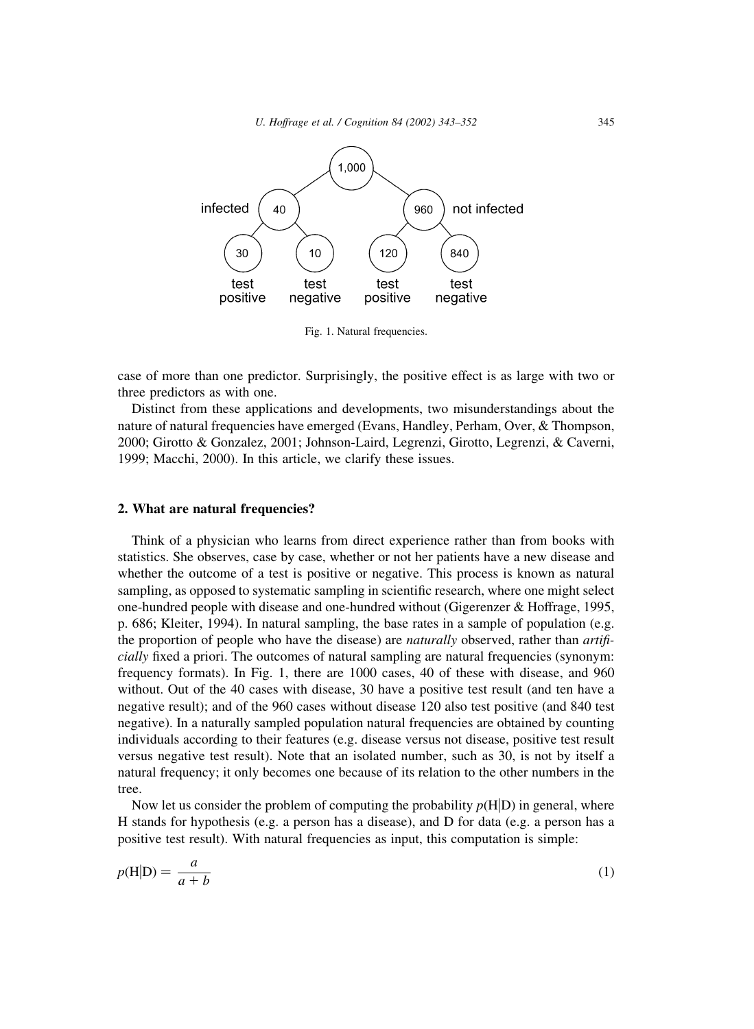Fig. 1. Natural frequencies.

case of more than one predictor. Surprisingly, the positive effect is as large with two or three predictors as with one.

Distinct from these applications and developments, two misunderstandings about the nature of natural frequencies have emerged (Evans, Handley, Perham, Over, & Thompson, 2000; Girotto & Gonzalez, 2001; Johnson-Laird, Legrenzi, Girotto, Legrenzi, & Caverni, 1999; Macchi, 2000). In this article, we clarify these issues.

## 2. What are natural frequencies?

Think of a physician who learns from direct experience rather than from books with statistics. She observes, case by case, whether or not her patients have a new disease and whether the outcome of a test is positive or negative. This process is known as natural sampling, as opposed to systematic sampling in scientific research, where one might select one-hundred people with disease and one-hundred without (Gigerenzer & Hoffrage, 1995, p. 686; Kleiter, 1994). In natural sampling, the base rates in a sample of population (e.g. the proportion of people who have the disease) are *naturally* observed, rather than *artificially* fixed a priori. The outcomes of natural sampling are natural frequencies (synonym: frequency formats). In Fig. 1, there are 1000 cases, 40 of these with disease, and 960 without. Out of the 40 cases with disease, 30 have a positive test result (and ten have a negative result); and of the 960 cases without disease 120 also test positive (and 840 test negative). In a naturally sampled population natural frequencies are obtained by counting individuals according to their features (e.g. disease versus not disease, positive test result versus negative test result). Note that an isolated number, such as 30, is not by itself a natural frequency; it only becomes one because of its relation to the other numbers in the tree.

Now let us consider the problem of computing the probability $p(\text{H}|\text{D})$ in general, where H stands for hypothesis (e.g. a person has a disease), and D for data (e.g. a person has a positive test result). With natural frequencies as input, this computation is simple:

$$p(\text{H}|\text{D}) = \frac{a}{a+b} \tag{1}$$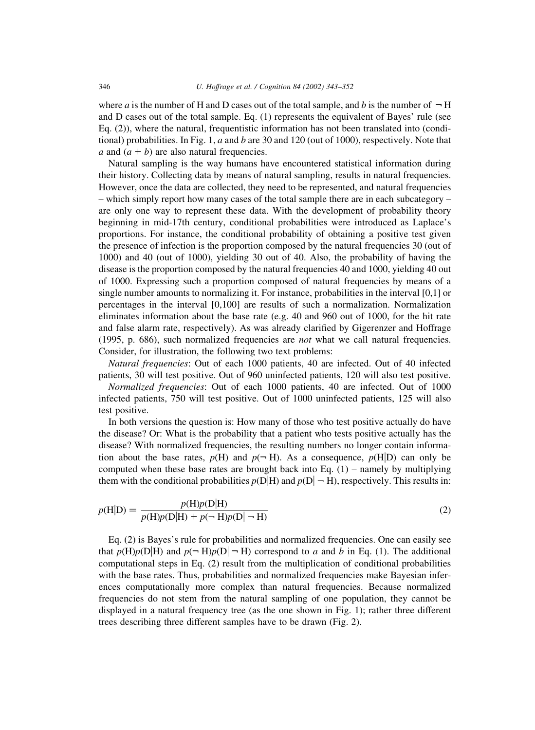where $a$ is the number of H and D cases out of the total sample, and $b$ is the number of $\neg$ H and D cases out of the total sample. Eq. (1) represents the equivalent of Bayes' rule (see Eq. (2)), where the natural, frequentistic information has not been translated into (conditional) probabilities. In Fig. 1, $a$ and $b$ are 30 and 120 (out of 1000), respectively. Note that $a$ and $(a + b)$ are also natural frequencies.

Natural sampling is the way humans have encountered statistical information during their history. Collecting data by means of natural sampling, results in natural frequencies. However, once the data are collected, they need to be represented, and natural frequencies – which simply report how many cases of the total sample there are in each subcategory – are only one way to represent these data. With the development of probability theory beginning in mid-17th century, conditional probabilities were introduced as Laplace's proportions. For instance, the conditional probability of obtaining a positive test given the presence of infection is the proportion composed by the natural frequencies 30 (out of 1000) and 40 (out of 1000), yielding 30 out of 40. Also, the probability of having the disease is the proportion composed by the natural frequencies 40 and 1000, yielding 40 out of 1000. Expressing such a proportion composed of natural frequencies by means of a single number amounts to normalizing it. For instance, probabilities in the interval [0,1] or percentages in the interval [0,100] are results of such a normalization. Normalization eliminates information about the base rate (e.g. 40 and 960 out of 1000, for the hit rate and false alarm rate, respectively). As was already clarified by Gigerenzer and Hoffrage (1995, p. 686), such normalized frequencies are *not* what we call natural frequencies. Consider, for illustration, the following two text problems:

*Natural frequencies*: Out of each 1000 patients, 40 are infected. Out of 40 infected patients, 30 will test positive. Out of 960 uninfected patients, 120 will also test positive.

*Normalized frequencies*: Out of each 1000 patients, 40 are infected. Out of 1000 infected patients, 750 will test positive. Out of 1000 uninfected patients, 125 will also test positive.

In both versions the question is: How many of those who test positive actually do have the disease? Or: What is the probability that a patient who tests positive actually has the disease? With normalized frequencies, the resulting numbers no longer contain information about the base rates, $p(\mathrm{H})$ and $p(\neg\,\mathrm{H})$. As a consequence, $p(\mathrm{H}|\mathrm{D})$ can only be computed when these base rates are brought back into Eq. (1) – namely by multiplying them with the conditional probabilities $p(\mathrm{D}|\mathrm{H})$ and $p(\mathrm{D}|\neg\,\mathrm{H})$, respectively. This results in:

$$p(\mathrm{H}|\mathrm{D}) = \frac{p(\mathrm{H})p(\mathrm{D}|\mathrm{H})}{p(\mathrm{H})p(\mathrm{D}|\mathrm{H}) + p(\neg\,\mathrm{H})p(\mathrm{D}|\neg\,\mathrm{H})} \tag{2}$$

Eq. (2) is Bayes's rule for probabilities and normalized frequencies. One can easily see that $p(\mathrm{H})p(\mathrm{D}|\mathrm{H})$ and $p(\neg\,\mathrm{H})p(\mathrm{D}|\neg\,\mathrm{H})$ correspond to $a$ and $b$ in Eq. (1). The additional computational steps in Eq. (2) result from the multiplication of conditional probabilities with the base rates. Thus, probabilities and normalized frequencies make Bayesian inferences computationally more complex than natural frequencies. Because normalized frequencies do not stem from the natural sampling of one population, they cannot be displayed in a natural frequency tree (as the one shown in Fig. 1); rather three different trees describing three different samples have to be drawn (Fig. 2).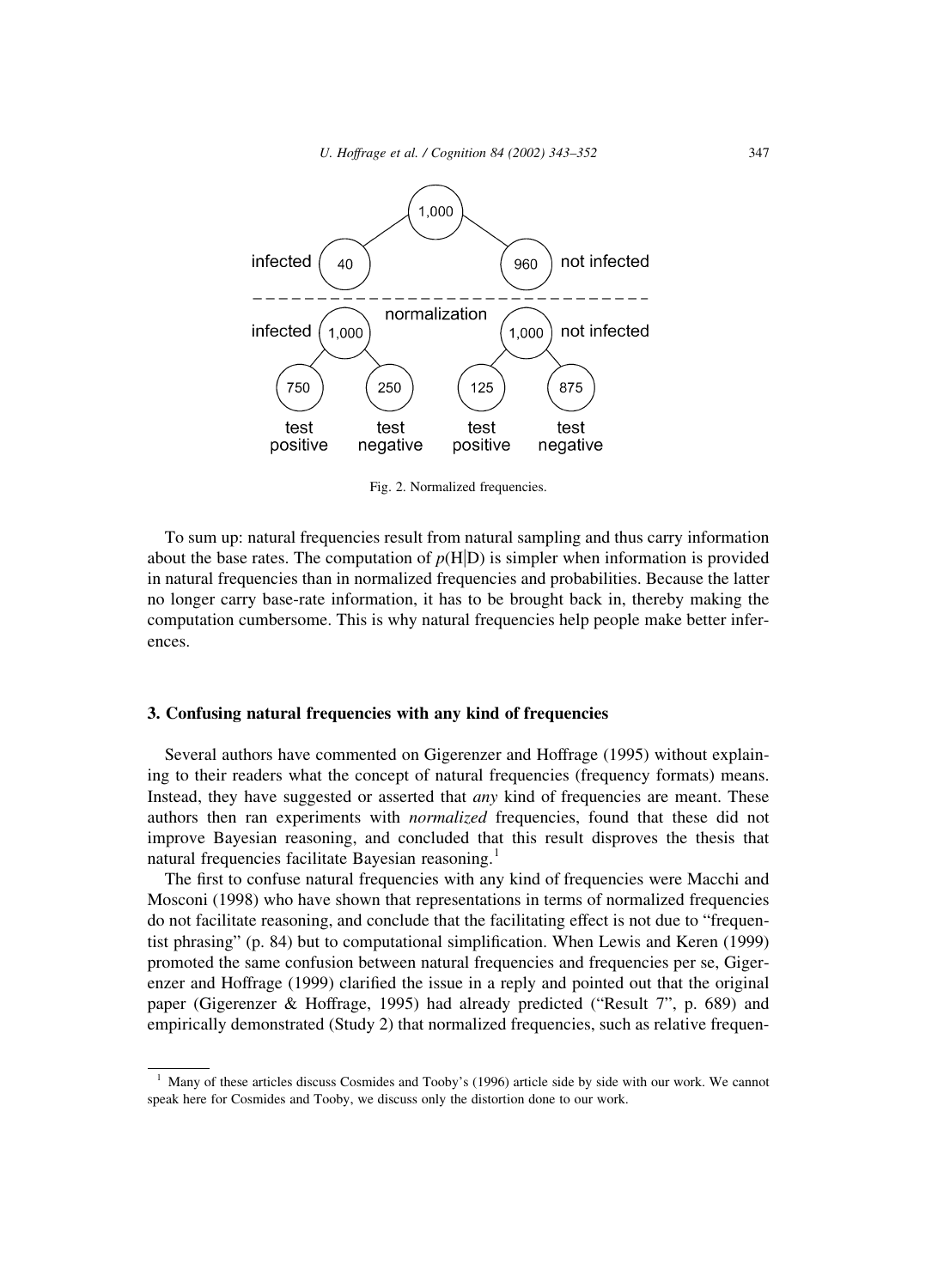Fig. 2. Normalized frequencies.

To sum up: natural frequencies result from natural sampling and thus carry information about the base rates. The computation of $p(\mathrm{H}|\mathrm{D})$ is simpler when information is provided in natural frequencies than in normalized frequencies and probabilities. Because the latter no longer carry base-rate information, it has to be brought back in, thereby making the computation cumbersome. This is why natural frequencies help people make better inferences.

## 3. Confusing natural frequencies with any kind of frequencies

Several authors have commented on Gigerenzer and Hoffrage (1995) without explaining to their readers what the concept of natural frequencies (frequency formats) means. Instead, they have suggested or asserted that *any* kind of frequencies are meant. These authors then ran experiments with *normalized* frequencies, found that these did not improve Bayesian reasoning, and concluded that this result disproves the thesis that natural frequencies facilitate Bayesian reasoning.[1]

The first to confuse natural frequencies with any kind of frequencies were Macchi and Mosconi (1998) who have shown that representations in terms of normalized frequencies do not facilitate reasoning, and conclude that the facilitating effect is not due to "frequentist phrasing" (p. 84) but to computational simplification. When Lewis and Keren (1999) promoted the same confusion between natural frequencies and frequencies per se, Gigerenzer and Hoffrage (1999) clarified the issue in a reply and pointed out that the original paper (Gigerenzer & Hoffrage, 1995) had already predicted ("Result 7", p. 689) and empirically demonstrated (Study 2) that normalized frequencies, such as relative frequen-

[1] Many of these articles discuss Cosmides and Tooby's (1996) article side by side with our work. We cannot speak here for Cosmides and Tooby, we discuss only the distortion done to our work.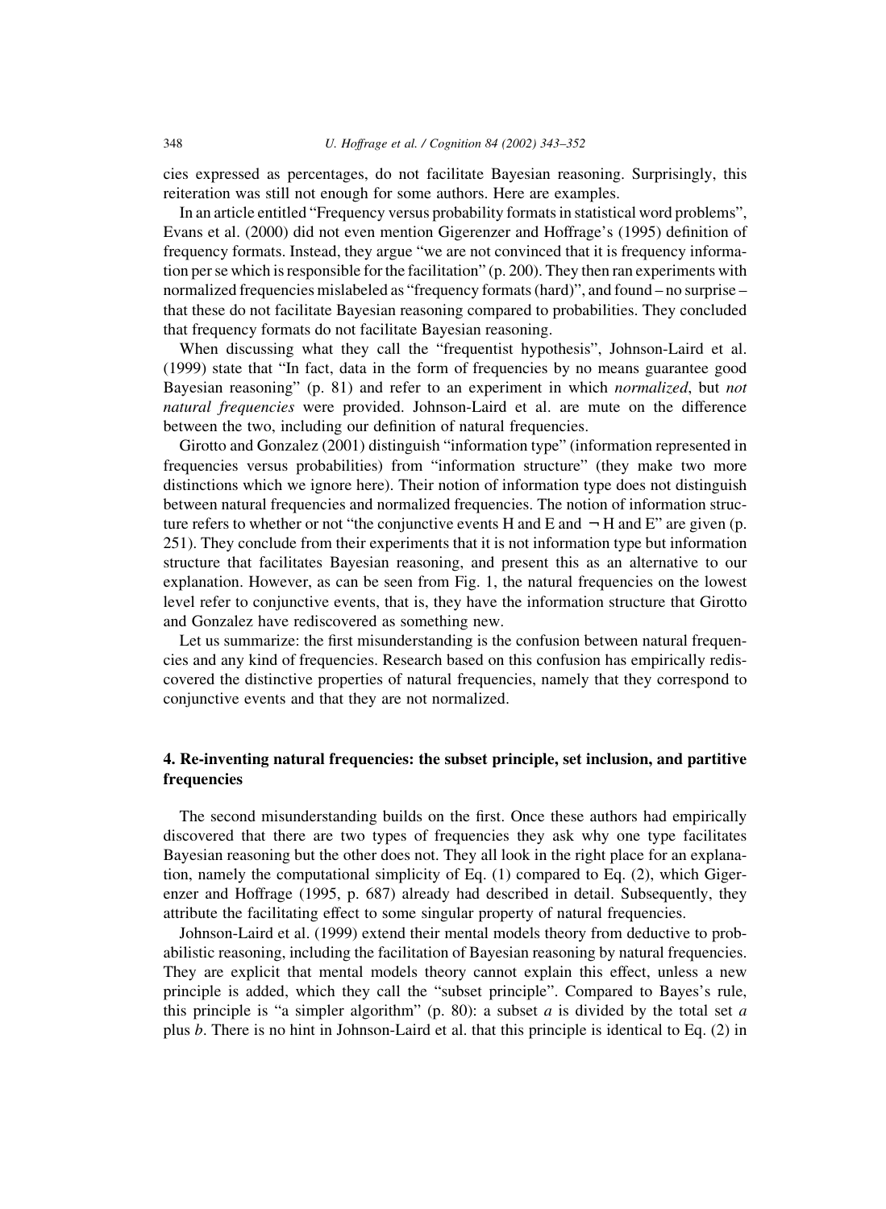cies expressed as percentages, do not facilitate Bayesian reasoning. Surprisingly, this reiteration was still not enough for some authors. Here are examples.

In an article entitled "Frequency versus probability formats in statistical word problems", Evans et al. (2000) did not even mention Gigerenzer and Hoffrage's (1995) definition of frequency formats. Instead, they argue "we are not convinced that it is frequency information per se which is responsible for the facilitation" (p. 200). They then ran experiments with normalized frequencies mislabeled as "frequency formats (hard)", and found – no surprise – that these do not facilitate Bayesian reasoning compared to probabilities. They concluded that frequency formats do not facilitate Bayesian reasoning.

When discussing what they call the "frequentist hypothesis", Johnson-Laird et al. (1999) state that "In fact, data in the form of frequencies by no means guarantee good Bayesian reasoning" (p. 81) and refer to an experiment in which *normalized*, but *not natural frequencies* were provided. Johnson-Laird et al. are mute on the difference between the two, including our definition of natural frequencies.

Girotto and Gonzalez (2001) distinguish "information type" (information represented in frequencies versus probabilities) from "information structure" (they make two more distinctions which we ignore here). Their notion of information type does not distinguish between natural frequencies and normalized frequencies. The notion of information structure refers to whether or not "the conjunctive events H and E and $\neg$ H and E" are given (p. 251). They conclude from their experiments that it is not information type but information structure that facilitates Bayesian reasoning, and present this as an alternative to our explanation. However, as can be seen from Fig. 1, the natural frequencies on the lowest level refer to conjunctive events, that is, they have the information structure that Girotto and Gonzalez have rediscovered as something new.

Let us summarize: the first misunderstanding is the confusion between natural frequencies and any kind of frequencies. Research based on this confusion has empirically rediscovered the distinctive properties of natural frequencies, namely that they correspond to conjunctive events and that they are not normalized.

## 4. Re-inventing natural frequencies: the subset principle, set inclusion, and partitive frequencies

The second misunderstanding builds on the first. Once these authors had empirically discovered that there are two types of frequencies they ask why one type facilitates Bayesian reasoning but the other does not. They all look in the right place for an explanation, namely the computational simplicity of Eq. (1) compared to Eq. (2), which Gigerenzer and Hoffrage (1995, p. 687) already had described in detail. Subsequently, they attribute the facilitating effect to some singular property of natural frequencies.

Johnson-Laird et al. (1999) extend their mental models theory from deductive to probabilistic reasoning, including the facilitation of Bayesian reasoning by natural frequencies. They are explicit that mental models theory cannot explain this effect, unless a new principle is added, which they call the "subset principle". Compared to Bayes's rule, this principle is "a simpler algorithm" (p. 80): a subset $a$ is divided by the total set $a$ plus $b$. There is no hint in Johnson-Laird et al. that this principle is identical to Eq. (2) in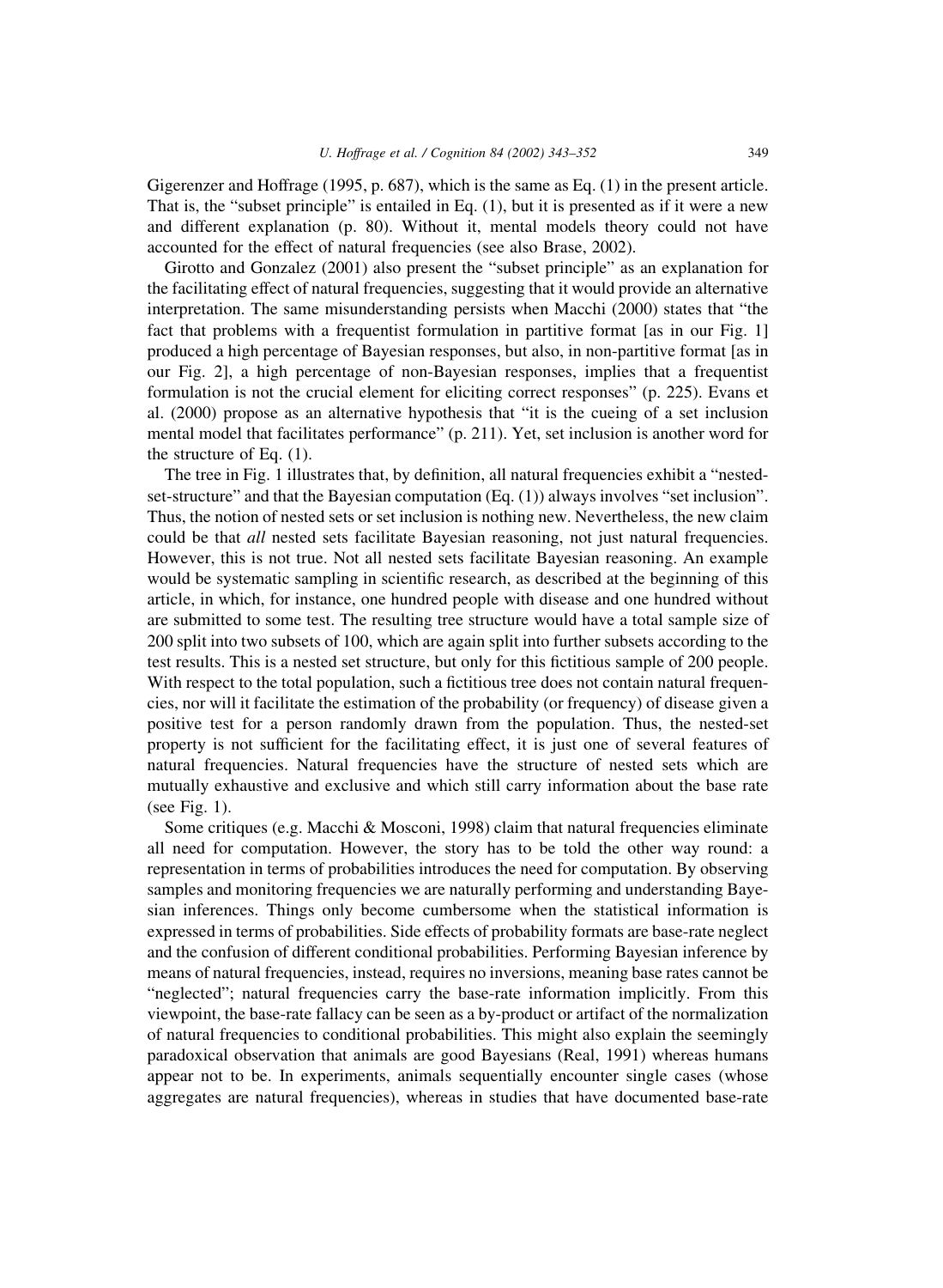Gigerenzer and Hoffrage (1995, p. 687), which is the same as Eq. (1) in the present article. That is, the "subset principle" is entailed in Eq. (1), but it is presented as if it were a new and different explanation (p. 80). Without it, mental models theory could not have accounted for the effect of natural frequencies (see also Brase, 2002).

Girotto and Gonzalez (2001) also present the "subset principle" as an explanation for the facilitating effect of natural frequencies, suggesting that it would provide an alternative interpretation. The same misunderstanding persists when Macchi (2000) states that "the fact that problems with a frequentist formulation in partitive format [as in our Fig. 1] produced a high percentage of Bayesian responses, but also, in non-partitive format [as in our Fig. 2], a high percentage of non-Bayesian responses, implies that a frequentist formulation is not the crucial element for eliciting correct responses" (p. 225). Evans et al. (2000) propose as an alternative hypothesis that "it is the cueing of a set inclusion mental model that facilitates performance" (p. 211). Yet, set inclusion is another word for the structure of Eq. (1).

The tree in Fig. 1 illustrates that, by definition, all natural frequencies exhibit a "nested-set-structure" and that the Bayesian computation (Eq. (1)) always involves "set inclusion". Thus, the notion of nested sets or set inclusion is nothing new. Nevertheless, the new claim could be that *all* nested sets facilitate Bayesian reasoning, not just natural frequencies. However, this is not true. Not all nested sets facilitate Bayesian reasoning. An example would be systematic sampling in scientific research, as described at the beginning of this article, in which, for instance, one hundred people with disease and one hundred without are submitted to some test. The resulting tree structure would have a total sample size of 200 split into two subsets of 100, which are again split into further subsets according to the test results. This is a nested set structure, but only for this fictitious sample of 200 people. With respect to the total population, such a fictitious tree does not contain natural frequencies, nor will it facilitate the estimation of the probability (or frequency) of disease given a positive test for a person randomly drawn from the population. Thus, the nested-set property is not sufficient for the facilitating effect, it is just one of several features of natural frequencies. Natural frequencies have the structure of nested sets which are mutually exhaustive and exclusive and which still carry information about the base rate (see Fig. 1).

Some critiques (e.g. Macchi & Mosconi, 1998) claim that natural frequencies eliminate all need for computation. However, the story has to be told the other way round: a representation in terms of probabilities introduces the need for computation. By observing samples and monitoring frequencies we are naturally performing and understanding Bayesian inferences. Things only become cumbersome when the statistical information is expressed in terms of probabilities. Side effects of probability formats are base-rate neglect and the confusion of different conditional probabilities. Performing Bayesian inference by means of natural frequencies, instead, requires no inversions, meaning base rates cannot be "neglected"; natural frequencies carry the base-rate information implicitly. From this viewpoint, the base-rate fallacy can be seen as a by-product or artifact of the normalization of natural frequencies to conditional probabilities. This might also explain the seemingly paradoxical observation that animals are good Bayesians (Real, 1991) whereas humans appear not to be. In experiments, animals sequentially encounter single cases (whose aggregates are natural frequencies), whereas in studies that have documented base-rate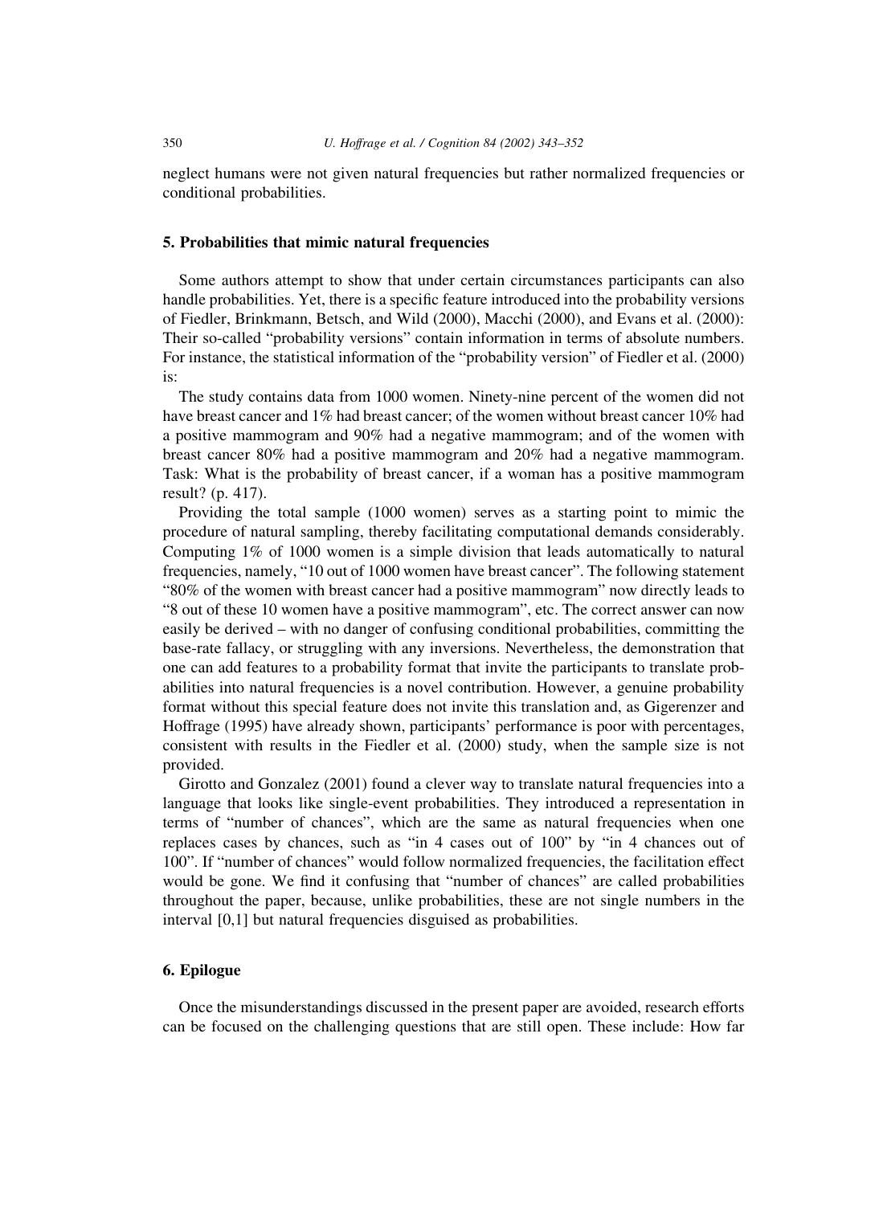neglect humans were not given natural frequencies but rather normalized frequencies or conditional probabilities.

## 5. Probabilities that mimic natural frequencies

Some authors attempt to show that under certain circumstances participants can also handle probabilities. Yet, there is a specific feature introduced into the probability versions of Fiedler, Brinkmann, Betsch, and Wild (2000), Macchi (2000), and Evans et al. (2000): Their so-called "probability versions" contain information in terms of absolute numbers. For instance, the statistical information of the "probability version" of Fiedler et al. (2000) is:

The study contains data from 1000 women. Ninety-nine percent of the women did not have breast cancer and 1% had breast cancer; of the women without breast cancer 10% had a positive mammogram and 90% had a negative mammogram; and of the women with breast cancer 80% had a positive mammogram and 20% had a negative mammogram. Task: What is the probability of breast cancer, if a woman has a positive mammogram result? (p. 417).

Providing the total sample (1000 women) serves as a starting point to mimic the procedure of natural sampling, thereby facilitating computational demands considerably. Computing 1% of 1000 women is a simple division that leads automatically to natural frequencies, namely, "10 out of 1000 women have breast cancer". The following statement "80% of the women with breast cancer had a positive mammogram" now directly leads to "8 out of these 10 women have a positive mammogram", etc. The correct answer can now easily be derived – with no danger of confusing conditional probabilities, committing the base-rate fallacy, or struggling with any inversions. Nevertheless, the demonstration that one can add features to a probability format that invite the participants to translate probabilities into natural frequencies is a novel contribution. However, a genuine probability format without this special feature does not invite this translation and, as Gigerenzer and Hoffrage (1995) have already shown, participants' performance is poor with percentages, consistent with results in the Fiedler et al. (2000) study, when the sample size is not provided.

Girotto and Gonzalez (2001) found a clever way to translate natural frequencies into a language that looks like single-event probabilities. They introduced a representation in terms of "number of chances", which are the same as natural frequencies when one replaces cases by chances, such as "in 4 cases out of 100" by "in 4 chances out of 100". If "number of chances" would follow normalized frequencies, the facilitation effect would be gone. We find it confusing that "number of chances" are called probabilities throughout the paper, because, unlike probabilities, these are not single numbers in the interval [0,1] but natural frequencies disguised as probabilities.

## 6. Epilogue

Once the misunderstandings discussed in the present paper are avoided, research efforts can be focused on the challenging questions that are still open. These include: How far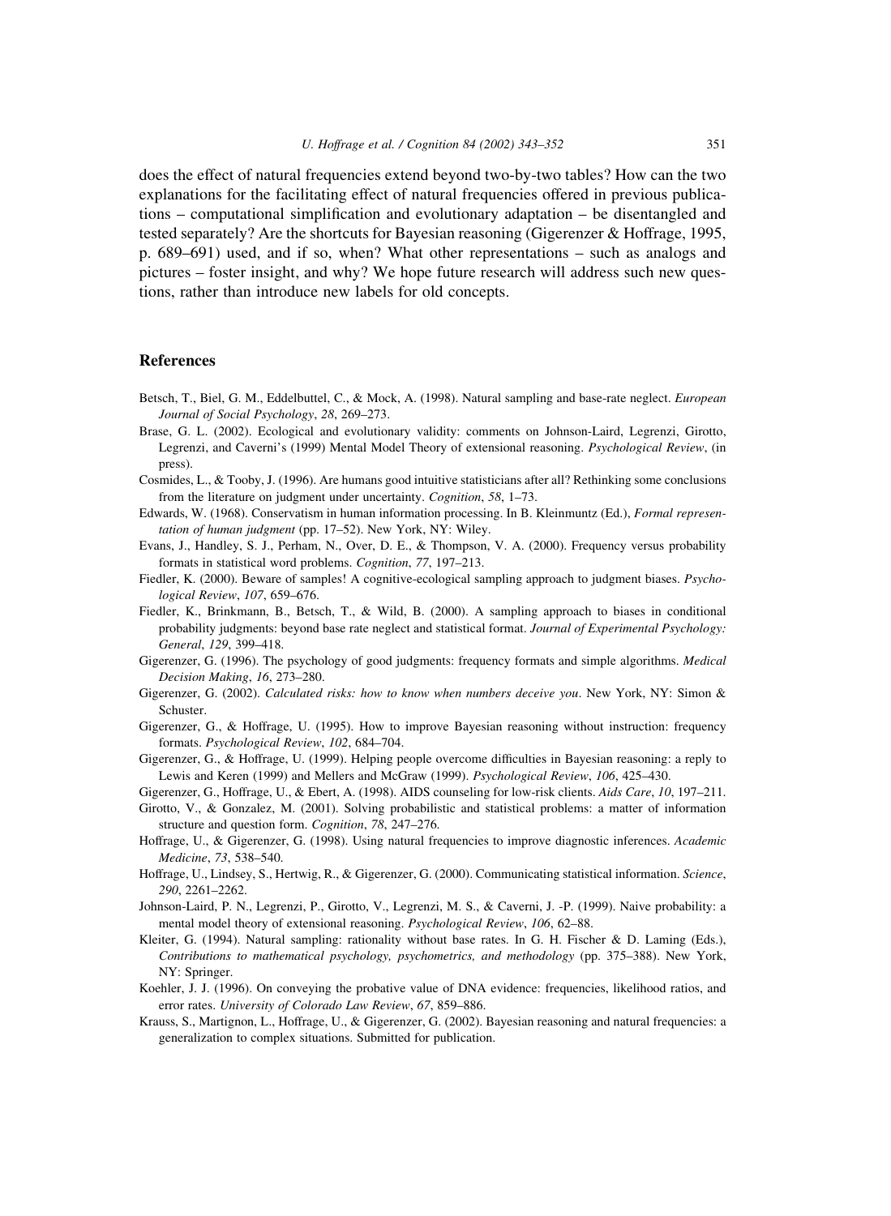does the effect of natural frequencies extend beyond two-by-two tables? How can the two explanations for the facilitating effect of natural frequencies offered in previous publications – computational simplification and evolutionary adaptation – be disentangled and tested separately? Are the shortcuts for Bayesian reasoning (Gigerenzer & Hoffrage, 1995, p. 689–691) used, and if so, when? What other representations – such as analogs and pictures – foster insight, and why? We hope future research will address such new questions, rather than introduce new labels for old concepts.

## References

Betsch, T., Biel, G. M., Eddelbuttel, C., & Mock, A. (1998). Natural sampling and base-rate neglect. *European Journal of Social Psychology*, *28*, 269–273.

Brase, G. L. (2002). Ecological and evolutionary validity: comments on Johnson-Laird, Legrenzi, Girotto, Legrenzi, and Caverni's (1999) Mental Model Theory of extensional reasoning. *Psychological Review*, (in press).

Cosmides, L., & Tooby, J. (1996). Are humans good intuitive statisticians after all? Rethinking some conclusions from the literature on judgment under uncertainty. *Cognition*, *58*, 1–73.

Edwards, W. (1968). Conservatism in human information processing. In B. Kleinmuntz (Ed.), *Formal representation of human judgment* (pp. 17–52). New York, NY: Wiley.

Evans, J., Handley, S. J., Perham, N., Over, D. E., & Thompson, V. A. (2000). Frequency versus probability formats in statistical word problems. *Cognition*, *77*, 197–213.

Fiedler, K. (2000). Beware of samples! A cognitive-ecological sampling approach to judgment biases. *Psychological Review*, *107*, 659–676.

Fiedler, K., Brinkmann, B., Betsch, T., & Wild, B. (2000). A sampling approach to biases in conditional probability judgments: beyond base rate neglect and statistical format. *Journal of Experimental Psychology: General*, *129*, 399–418.

Gigerenzer, G. (1996). The psychology of good judgments: frequency formats and simple algorithms. *Medical Decision Making*, *16*, 273–280.

Gigerenzer, G. (2002). *Calculated risks: how to know when numbers deceive you*. New York, NY: Simon & Schuster.

Gigerenzer, G., & Hoffrage, U. (1995). How to improve Bayesian reasoning without instruction: frequency formats. *Psychological Review*, *102*, 684–704.

Gigerenzer, G., & Hoffrage, U. (1999). Helping people overcome difficulties in Bayesian reasoning: a reply to Lewis and Keren (1999) and Mellers and McGraw (1999). *Psychological Review*, *106*, 425–430.

Gigerenzer, G., Hoffrage, U., & Ebert, A. (1998). AIDS counseling for low-risk clients. *Aids Care*, *10*, 197–211.

Girotto, V., & Gonzalez, M. (2001). Solving probabilistic and statistical problems: a matter of information structure and question form. *Cognition*, *78*, 247–276.

Hoffrage, U., & Gigerenzer, G. (1998). Using natural frequencies to improve diagnostic inferences. *Academic Medicine*, *73*, 538–540.

Hoffrage, U., Lindsey, S., Hertwig, R., & Gigerenzer, G. (2000). Communicating statistical information. *Science*, *290*, 2261–2262.

Johnson-Laird, P. N., Legrenzi, P., Girotto, V., Legrenzi, M. S., & Caverni, J. -P. (1999). Naive probability: a mental model theory of extensional reasoning. *Psychological Review*, *106*, 62–88.

Kleiter, G. (1994). Natural sampling: rationality without base rates. In G. H. Fischer & D. Laming (Eds.), *Contributions to mathematical psychology, psychometrics, and methodology* (pp. 375–388). New York, NY: Springer.

Koehler, J. J. (1996). On conveying the probative value of DNA evidence: frequencies, likelihood ratios, and error rates. *University of Colorado Law Review*, *67*, 859–886.

Krauss, S., Martignon, L., Hoffrage, U., & Gigerenzer, G. (2002). Bayesian reasoning and natural frequencies: a generalization to complex situations. Submitted for publication.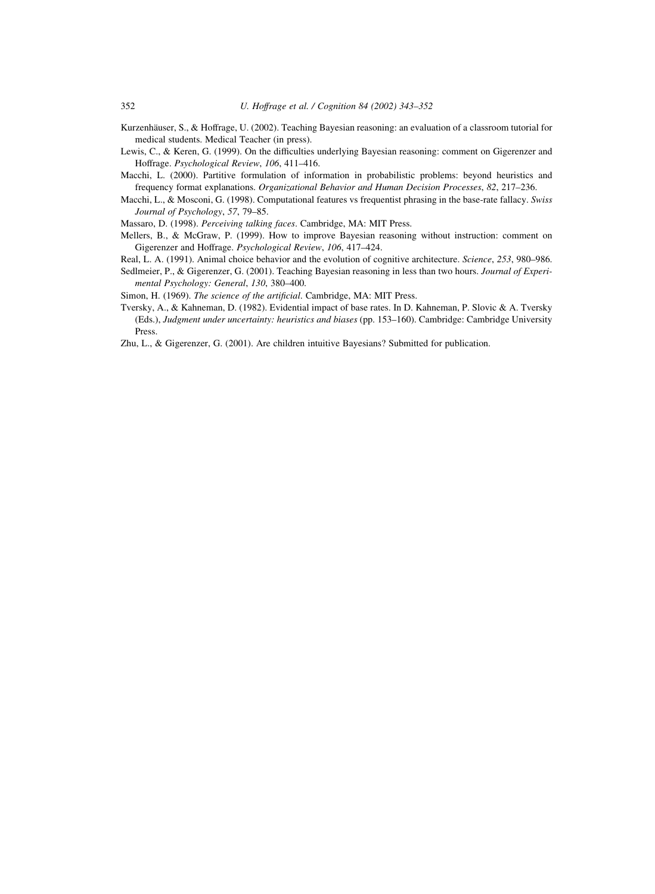Kurzenhäuser, S., & Hoffrage, U. (2002). Teaching Bayesian reasoning: an evaluation of a classroom tutorial for medical students. Medical Teacher (in press).

Lewis, C., & Keren, G. (1999). On the difficulties underlying Bayesian reasoning: comment on Gigerenzer and Hoffrage. *Psychological Review*, *106*, 411–416.

Macchi, L. (2000). Partitive formulation of information in probabilistic problems: beyond heuristics and frequency format explanations. *Organizational Behavior and Human Decision Processes*, *82*, 217–236.

Macchi, L., & Mosconi, G. (1998). Computational features vs frequentist phrasing in the base-rate fallacy. *Swiss Journal of Psychology*, *57*, 79–85.

Massaro, D. (1998). *Perceiving talking faces*. Cambridge, MA: MIT Press.

Mellers, B., & McGraw, P. (1999). How to improve Bayesian reasoning without instruction: comment on Gigerenzer and Hoffrage. *Psychological Review*, *106*, 417–424.

Real, L. A. (1991). Animal choice behavior and the evolution of cognitive architecture. *Science*, *253*, 980–986.

Sedlmeier, P., & Gigerenzer, G. (2001). Teaching Bayesian reasoning in less than two hours. *Journal of Experimental Psychology: General*, *130*, 380–400.

Simon, H. (1969). *The science of the artificial*. Cambridge, MA: MIT Press.

Tversky, A., & Kahneman, D. (1982). Evidential impact of base rates. In D. Kahneman, P. Slovic & A. Tversky (Eds.), *Judgment under uncertainty: heuristics and biases* (pp. 153–160). Cambridge: Cambridge University Press.

Zhu, L., & Gigerenzer, G. (2001). Are children intuitive Bayesians? Submitted for publication.